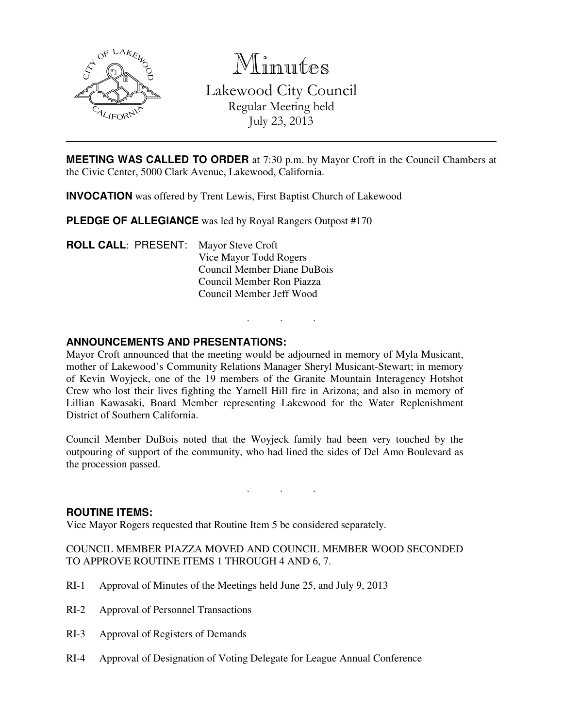# Minutes

## Lakewood City Council

Regular Meeting held
July 23, 2013

---

**MEETING WAS CALLED TO ORDER** at 7:30 p.m. by Mayor Croft in the Council Chambers at the Civic Center, 5000 Clark Avenue, Lakewood, California.

**INVOCATION** was offered by Trent Lewis, First Baptist Church of Lakewood

**PLEDGE OF ALLEGIANCE** was led by Royal Rangers Outpost #170

**ROLL CALL**: PRESENT: Mayor Steve Croft
Vice Mayor Todd Rogers
Council Member Diane DuBois
Council Member Ron Piazza
Council Member Jeff Wood

. . .

**ANNOUNCEMENTS AND PRESENTATIONS:**

Mayor Croft announced that the meeting would be adjourned in memory of Myla Musicant, mother of Lakewood's Community Relations Manager Sheryl Musicant-Stewart; in memory of Kevin Woyjeck, one of the 19 members of the Granite Mountain Interagency Hotshot Crew who lost their lives fighting the Yarnell Hill fire in Arizona; and also in memory of Lillian Kawasaki, Board Member representing Lakewood for the Water Replenishment District of Southern California.

Council Member DuBois noted that the Woyjeck family had been very touched by the outpouring of support of the community, who had lined the sides of Del Amo Boulevard as the procession passed.

. . .

**ROUTINE ITEMS:**

Vice Mayor Rogers requested that Routine Item 5 be considered separately.

COUNCIL MEMBER PIAZZA MOVED AND COUNCIL MEMBER WOOD SECONDED TO APPROVE ROUTINE ITEMS 1 THROUGH 4 AND 6, 7.

RI-1 Approval of Minutes of the Meetings held June 25, and July 9, 2013

RI-2 Approval of Personnel Transactions

RI-3 Approval of Registers of Demands

RI-4 Approval of Designation of Voting Delegate for League Annual Conference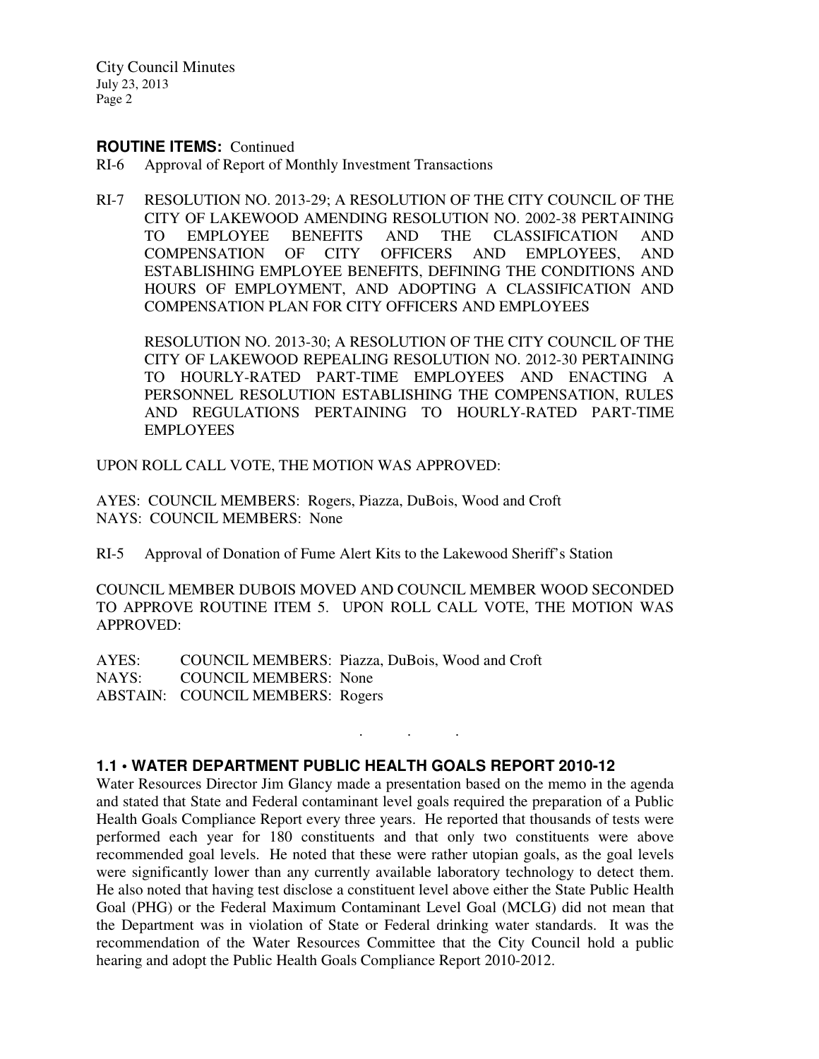**ROUTINE ITEMS:** Continued

RI-6 Approval of Report of Monthly Investment Transactions

RI-7 RESOLUTION NO. 2013-29; A RESOLUTION OF THE CITY COUNCIL OF THE CITY OF LAKEWOOD AMENDING RESOLUTION NO. 2002-38 PERTAINING TO EMPLOYEE BENEFITS AND THE CLASSIFICATION AND COMPENSATION OF CITY OFFICERS AND EMPLOYEES, AND ESTABLISHING EMPLOYEE BENEFITS, DEFINING THE CONDITIONS AND HOURS OF EMPLOYMENT, AND ADOPTING A CLASSIFICATION AND COMPENSATION PLAN FOR CITY OFFICERS AND EMPLOYEES

RESOLUTION NO. 2013-30; A RESOLUTION OF THE CITY COUNCIL OF THE CITY OF LAKEWOOD REPEALING RESOLUTION NO. 2012-30 PERTAINING TO HOURLY-RATED PART-TIME EMPLOYEES AND ENACTING A PERSONNEL RESOLUTION ESTABLISHING THE COMPENSATION, RULES AND REGULATIONS PERTAINING TO HOURLY-RATED PART-TIME EMPLOYEES

UPON ROLL CALL VOTE, THE MOTION WAS APPROVED:

AYES: COUNCIL MEMBERS: Rogers, Piazza, DuBois, Wood and Croft
NAYS: COUNCIL MEMBERS: None

RI-5 Approval of Donation of Fume Alert Kits to the Lakewood Sheriff's Station

COUNCIL MEMBER DUBOIS MOVED AND COUNCIL MEMBER WOOD SECONDED TO APPROVE ROUTINE ITEM 5. UPON ROLL CALL VOTE, THE MOTION WAS APPROVED:

AYES: COUNCIL MEMBERS: Piazza, DuBois, Wood and Croft
NAYS: COUNCIL MEMBERS: None
ABSTAIN: COUNCIL MEMBERS: Rogers

. . .

## 1.1 • WATER DEPARTMENT PUBLIC HEALTH GOALS REPORT 2010-12

Water Resources Director Jim Glancy made a presentation based on the memo in the agenda and stated that State and Federal contaminant level goals required the preparation of a Public Health Goals Compliance Report every three years. He reported that thousands of tests were performed each year for 180 constituents and that only two constituents were above recommended goal levels. He noted that these were rather utopian goals, as the goal levels were significantly lower than any currently available laboratory technology to detect them. He also noted that having test disclose a constituent level above either the State Public Health Goal (PHG) or the Federal Maximum Contaminant Level Goal (MCLG) did not mean that the Department was in violation of State or Federal drinking water standards. It was the recommendation of the Water Resources Committee that the City Council hold a public hearing and adopt the Public Health Goals Compliance Report 2010-2012.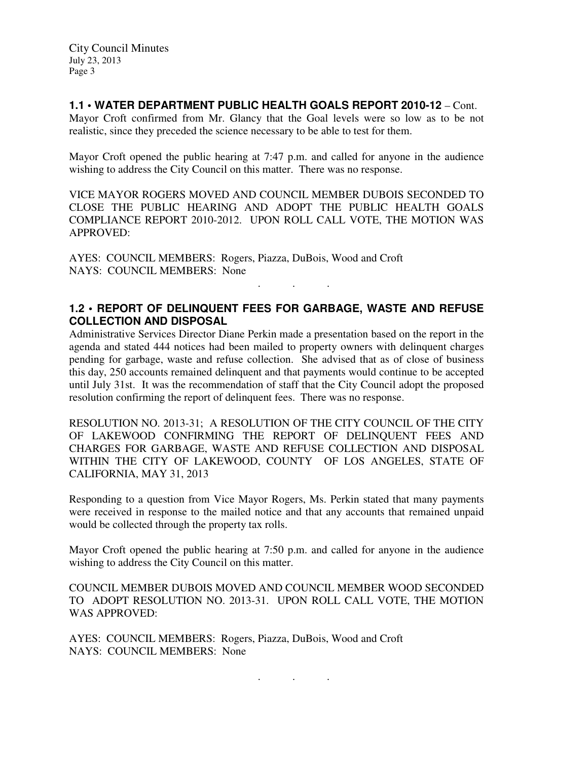**1.1 • WATER DEPARTMENT PUBLIC HEALTH GOALS REPORT 2010-12** – Cont.
Mayor Croft confirmed from Mr. Glancy that the Goal levels were so low as to be not realistic, since they preceded the science necessary to be able to test for them.

Mayor Croft opened the public hearing at 7:47 p.m. and called for anyone in the audience wishing to address the City Council on this matter. There was no response.

VICE MAYOR ROGERS MOVED AND COUNCIL MEMBER DUBOIS SECONDED TO CLOSE THE PUBLIC HEARING AND ADOPT THE PUBLIC HEALTH GOALS COMPLIANCE REPORT 2010-2012. UPON ROLL CALL VOTE, THE MOTION WAS APPROVED:

AYES: COUNCIL MEMBERS: Rogers, Piazza, DuBois, Wood and Croft
NAYS: COUNCIL MEMBERS: None

. . .

**1.2 • REPORT OF DELINQUENT FEES FOR GARBAGE, WASTE AND REFUSE COLLECTION AND DISPOSAL**
Administrative Services Director Diane Perkin made a presentation based on the report in the agenda and stated 444 notices had been mailed to property owners with delinquent charges pending for garbage, waste and refuse collection. She advised that as of close of business this day, 250 accounts remained delinquent and that payments would continue to be accepted until July 31st. It was the recommendation of staff that the City Council adopt the proposed resolution confirming the report of delinquent fees. There was no response.

RESOLUTION NO. 2013-31; A RESOLUTION OF THE CITY COUNCIL OF THE CITY OF LAKEWOOD CONFIRMING THE REPORT OF DELINQUENT FEES AND CHARGES FOR GARBAGE, WASTE AND REFUSE COLLECTION AND DISPOSAL WITHIN THE CITY OF LAKEWOOD, COUNTY OF LOS ANGELES, STATE OF CALIFORNIA, MAY 31, 2013

Responding to a question from Vice Mayor Rogers, Ms. Perkin stated that many payments were received in response to the mailed notice and that any accounts that remained unpaid would be collected through the property tax rolls.

Mayor Croft opened the public hearing at 7:50 p.m. and called for anyone in the audience wishing to address the City Council on this matter.

COUNCIL MEMBER DUBOIS MOVED AND COUNCIL MEMBER WOOD SECONDED TO ADOPT RESOLUTION NO. 2013-31. UPON ROLL CALL VOTE, THE MOTION WAS APPROVED:

AYES: COUNCIL MEMBERS: Rogers, Piazza, DuBois, Wood and Croft
NAYS: COUNCIL MEMBERS: None

. . .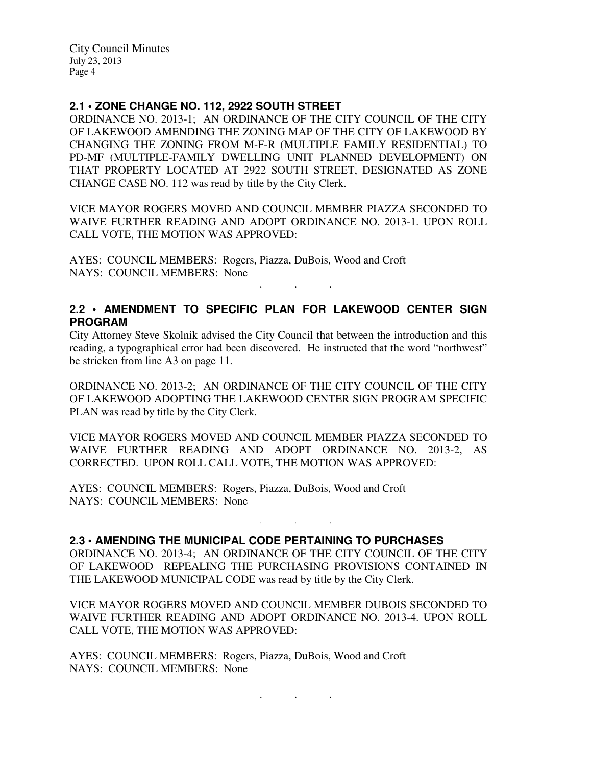## 2.1 • ZONE CHANGE NO. 112, 2922 SOUTH STREET

ORDINANCE NO. 2013-1; AN ORDINANCE OF THE CITY COUNCIL OF THE CITY OF LAKEWOOD AMENDING THE ZONING MAP OF THE CITY OF LAKEWOOD BY CHANGING THE ZONING FROM M-F-R (MULTIPLE FAMILY RESIDENTIAL) TO PD-MF (MULTIPLE-FAMILY DWELLING UNIT PLANNED DEVELOPMENT) ON THAT PROPERTY LOCATED AT 2922 SOUTH STREET, DESIGNATED AS ZONE CHANGE CASE NO. 112 was read by title by the City Clerk.

VICE MAYOR ROGERS MOVED AND COUNCIL MEMBER PIAZZA SECONDED TO WAIVE FURTHER READING AND ADOPT ORDINANCE NO. 2013-1. UPON ROLL CALL VOTE, THE MOTION WAS APPROVED:

AYES: COUNCIL MEMBERS: Rogers, Piazza, DuBois, Wood and Croft
NAYS: COUNCIL MEMBERS: None

. . .

## 2.2 • AMENDMENT TO SPECIFIC PLAN FOR LAKEWOOD CENTER SIGN PROGRAM

City Attorney Steve Skolnik advised the City Council that between the introduction and this reading, a typographical error had been discovered. He instructed that the word "northwest" be stricken from line A3 on page 11.

ORDINANCE NO. 2013-2; AN ORDINANCE OF THE CITY COUNCIL OF THE CITY OF LAKEWOOD ADOPTING THE LAKEWOOD CENTER SIGN PROGRAM SPECIFIC PLAN was read by title by the City Clerk.

VICE MAYOR ROGERS MOVED AND COUNCIL MEMBER PIAZZA SECONDED TO WAIVE FURTHER READING AND ADOPT ORDINANCE NO. 2013-2, AS CORRECTED. UPON ROLL CALL VOTE, THE MOTION WAS APPROVED:

AYES: COUNCIL MEMBERS: Rogers, Piazza, DuBois, Wood and Croft
NAYS: COUNCIL MEMBERS: None

. . .

## 2.3 • AMENDING THE MUNICIPAL CODE PERTAINING TO PURCHASES

ORDINANCE NO. 2013-4; AN ORDINANCE OF THE CITY COUNCIL OF THE CITY OF LAKEWOOD REPEALING THE PURCHASING PROVISIONS CONTAINED IN THE LAKEWOOD MUNICIPAL CODE was read by title by the City Clerk.

VICE MAYOR ROGERS MOVED AND COUNCIL MEMBER DUBOIS SECONDED TO WAIVE FURTHER READING AND ADOPT ORDINANCE NO. 2013-4. UPON ROLL CALL VOTE, THE MOTION WAS APPROVED:

AYES: COUNCIL MEMBERS: Rogers, Piazza, DuBois, Wood and Croft
NAYS: COUNCIL MEMBERS: None

. . .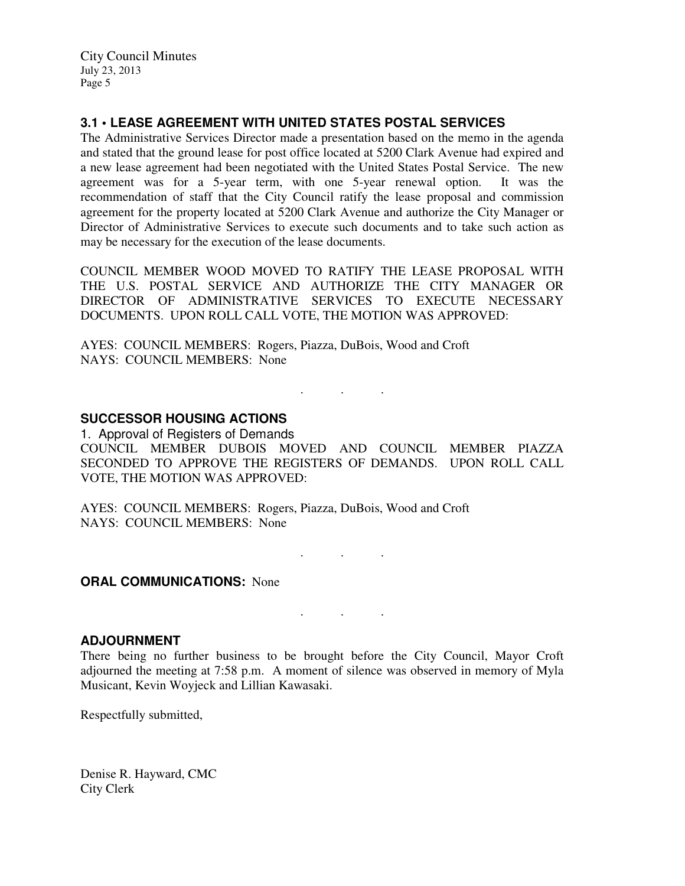### 3.1 • LEASE AGREEMENT WITH UNITED STATES POSTAL SERVICES

The Administrative Services Director made a presentation based on the memo in the agenda and stated that the ground lease for post office located at 5200 Clark Avenue had expired and a new lease agreement had been negotiated with the United States Postal Service. The new agreement was for a 5-year term, with one 5-year renewal option. It was the recommendation of staff that the City Council ratify the lease proposal and commission agreement for the property located at 5200 Clark Avenue and authorize the City Manager or Director of Administrative Services to execute such documents and to take such action as may be necessary for the execution of the lease documents.

COUNCIL MEMBER WOOD MOVED TO RATIFY THE LEASE PROPOSAL WITH THE U.S. POSTAL SERVICE AND AUTHORIZE THE CITY MANAGER OR DIRECTOR OF ADMINISTRATIVE SERVICES TO EXECUTE NECESSARY DOCUMENTS. UPON ROLL CALL VOTE, THE MOTION WAS APPROVED:

AYES: COUNCIL MEMBERS: Rogers, Piazza, DuBois, Wood and Croft
NAYS: COUNCIL MEMBERS: None

. . .

### SUCCESSOR HOUSING ACTIONS

1. Approval of Registers of Demands

COUNCIL MEMBER DUBOIS MOVED AND COUNCIL MEMBER PIAZZA SECONDED TO APPROVE THE REGISTERS OF DEMANDS. UPON ROLL CALL VOTE, THE MOTION WAS APPROVED:

AYES: COUNCIL MEMBERS: Rogers, Piazza, DuBois, Wood and Croft
NAYS: COUNCIL MEMBERS: None

. . .

**ORAL COMMUNICATIONS:** None

. . .

### ADJOURNMENT

There being no further business to be brought before the City Council, Mayor Croft adjourned the meeting at 7:58 p.m. A moment of silence was observed in memory of Myla Musicant, Kevin Woyjeck and Lillian Kawasaki.

Respectfully submitted,

Denise R. Hayward, CMC
City Clerk